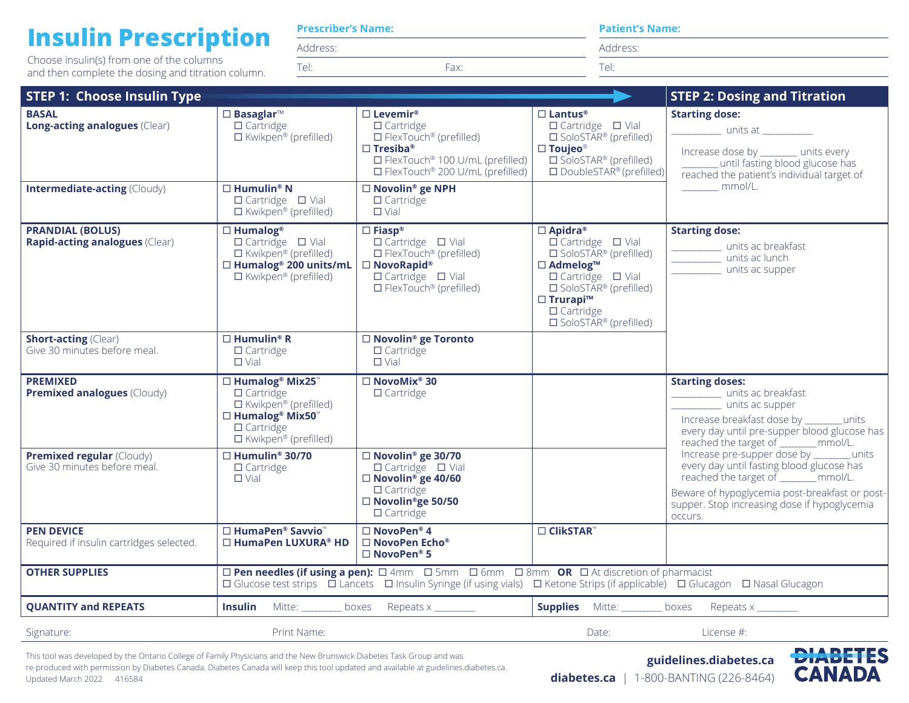# Insulin Prescription

Choose insulin(s) from one of the columns and then complete the dosing and titration column.

**Prescriber's Name:**

Address:

Tel: Fax:

**Patient's Name:**

Address:

Tel:

| STEP 1: Choose Insulin Type | | | | STEP 2: Dosing and Titration |
|---|---|---|---|---|
| **BASAL** **Long-acting analogues** (Clear) | ☐ **Basaglar™** ☐ Cartridge ☐ Kwikpen® (prefilled) | ☐ **Levemir®** ☐ Cartridge ☐ FlexTouch® (prefilled) ☐ **Tresiba®** ☐ FlexTouch® 100 U/mL (prefilled) ☐ FlexTouch® 200 U/mL (prefilled) | ☐ **Lantus®** ☐ Cartridge ☐ Vial ☐ SoloSTAR® (prefilled) ☐ **Toujeo®** ☐ SoloSTAR® (prefilled) ☐ DoubleSTAR® (prefilled) | **Starting dose:** ________ units at ________ Increase dose by ______ units every ______ until fasting blood glucose has reached the patient's individual target of ______ mmol/L. |
| **Intermediate-acting** (Cloudy) | ☐ **Humulin® N** ☐ Cartridge ☐ Vial ☐ Kwikpen® (prefilled) | ☐ **Novolin® ge NPH** ☐ Cartridge ☐ Vial | | |
| **PRANDIAL (BOLUS)** **Rapid-acting analogues** (Clear) | ☐ **Humalog®** ☐ Cartridge ☐ Vial ☐ Kwikpen® (prefilled) ☐ **Humalog® 200 units/mL** ☐ Kwikpen® (prefilled) | ☐ **Fiasp®** ☐ Cartridge ☐ Vial ☐ FlexTouch® (prefilled) ☐ **NovoRapid®** ☐ Cartridge ☐ Vial ☐ FlexTouch® (prefilled) | ☐ **Apidra®** ☐ Cartridge ☐ Vial ☐ SoloSTAR® (prefilled) ☐ **Admelog™** ☐ Cartridge ☐ Vial ☐ SoloSTAR® (prefilled) ☐ **Trurapi™** ☐ Cartridge ☐ SoloSTAR® (prefilled) | **Starting dose:** ________ units ac breakfast ________ units ac lunch ________ units ac supper |
| **Short-acting** (Clear) Give 30 minutes before meal. | ☐ **Humulin® R** ☐ Cartridge ☐ Vial | ☐ **Novolin® ge Toronto** ☐ Cartridge ☐ Vial | | |
| **PREMIXED** **Premixed analogues** (Cloudy) | ☐ **Humalog® Mix25™** ☐ Cartridge ☐ Kwikpen® (prefilled) ☐ **Humalog® Mix50™** ☐ Cartridge ☐ Kwikpen® (prefilled) | ☐ **NovoMix® 30** ☐ Cartridge | | **Starting doses:** ________ units ac breakfast ________ units ac supper Increase breakfast dose by ______ units every day until pre-supper blood glucose has reached the target of ______ mmol/L. Increase pre-supper dose by ______ units every day until fasting blood glucose has reached the target of ______ mmol/L. Beware of hypoglycemia post-breakfast or post-supper. Stop increasing dose if hypoglycemia occurs. |
| **Premixed regular** (Cloudy) Give 30 minutes before meal. | ☐ **Humulin® 30/70** ☐ Cartridge ☐ Vial | ☐ **Novolin® ge 30/70** ☐ Cartridge ☐ Vial ☐ **Novolin® ge 40/60** ☐ Cartridge ☐ **Novolin® ge 50/50** ☐ Cartridge | | |
| **PEN DEVICE** Required if insulin cartridges selected. | ☐ **HumaPen® Savvio™** ☐ **HumaPen LUXURA® HD** | ☐ **NovoPen® 4** ☐ **NovoPen Echo®** ☐ **NovoPen® 5** | ☐ **ClikSTAR™** | |
| **OTHER SUPPLIES** | ☐ **Pen needles (if using a pen):** ☐ 4mm ☐ 5mm ☐ 6mm ☐ 8mm **OR** ☐ At discretion of pharmacist ☐ Glucose test strips ☐ Lancets ☐ Insulin Syringe (if using vials) ☐ Ketone Strips (if applicable) ☐ Glucagon ☐ Nasal Glucagon | | | |
| **QUANTITY and REPEATS** | **Insulin** Mitte: ______ boxes Repeats x ______ | | **Supplies** Mitte: ______ boxes Repeats x ______ | |

Signature: Print Name: Date: License #:

This tool was developed by the Ontario College of Family Physicians and the New Brunswick Diabetes Task Group and was re-produced with permission by Diabetes Canada. Diabetes Canada will keep this tool updated and available at guidelines.diabetes.ca.
Updated March 2022 416584

guidelines.diabetes.ca

diabetes.ca | 1-800-BANTING (226-8464)

DIABETES CANADA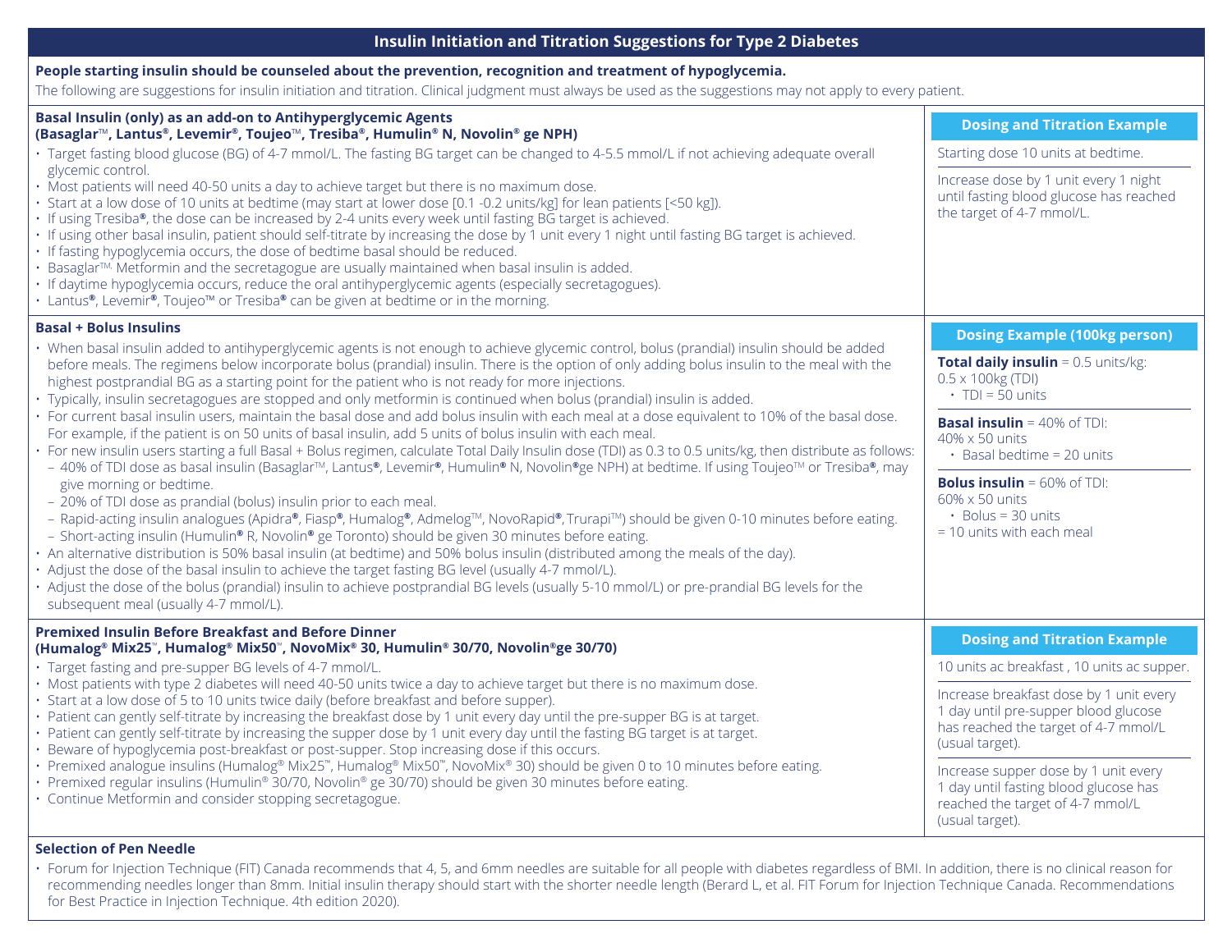## Insulin Initiation and Titration Suggestions for Type 2 Diabetes

**People starting insulin should be counseled about the prevention, recognition and treatment of hypoglycemia.**

The following are suggestions for insulin initiation and titration. Clinical judgment must always be used as the suggestions may not apply to every patient.

### Basal Insulin (only) as an add-on to Antihyperglycemic Agents (Basaglar™, Lantus®, Levemir®, Toujeo™, Tresiba®, Humulin® N, Novolin® ge NPH)

- Target fasting blood glucose (BG) of 4-7 mmol/L. The fasting BG target can be changed to 4-5.5 mmol/L if not achieving adequate overall glycemic control.
- Most patients will need 40-50 units a day to achieve target but there is no maximum dose.
- Start at a low dose of 10 units at bedtime (may start at lower dose [0.1 -0.2 units/kg] for lean patients [<50 kg]).
- If using Tresiba®, the dose can be increased by 2-4 units every week until fasting BG target is achieved.
- If using other basal insulin, patient should self-titrate by increasing the dose by 1 unit every 1 night until fasting BG target is achieved.
- If fasting hypoglycemia occurs, the dose of bedtime basal should be reduced.
- Basaglar™, Metformin and the secretagogue are usually maintained when basal insulin is added.
- If daytime hypoglycemia occurs, reduce the oral antihyperglycemic agents (especially secretagogues).
- Lantus®, Levemir®, Toujeo™ or Tresiba® can be given at bedtime or in the morning.

**Dosing and Titration Example**

Starting dose 10 units at bedtime.

Increase dose by 1 unit every 1 night until fasting blood glucose has reached the target of 4-7 mmol/L.

### Basal + Bolus Insulins

- When basal insulin added to antihyperglycemic agents is not enough to achieve glycemic control, bolus (prandial) insulin should be added before meals. The regimens below incorporate bolus (prandial) insulin. There is the option of only adding bolus insulin to the meal with the highest postprandial BG as a starting point for the patient who is not ready for more injections.
- Typically, insulin secretagogues are stopped and only metformin is continued when bolus (prandial) insulin is added.
- For current basal insulin users, maintain the basal dose and add bolus insulin with each meal at a dose equivalent to 10% of the basal dose. For example, if the patient is on 50 units of basal insulin, add 5 units of bolus insulin with each meal.
- For new insulin users starting a full Basal + Bolus regimen, calculate Total Daily Insulin dose (TDI) as 0.3 to 0.5 units/kg, then distribute as follows:
  - 40% of TDI dose as basal insulin (Basaglar™, Lantus®, Levemir®, Humulin® N, Novolin®ge NPH) at bedtime. If using Toujeo™ or Tresiba®, may give morning or bedtime.
  - 20% of TDI dose as prandial (bolus) insulin prior to each meal.
  - Rapid-acting insulin analogues (Apidra®, Fiasp®, Humalog®, Admelog™, NovoRapid®, Trurapi™) should be given 0-10 minutes before eating.
  - Short-acting insulin (Humulin® R, Novolin® ge Toronto) should be given 30 minutes before eating.
- An alternative distribution is 50% basal insulin (at bedtime) and 50% bolus insulin (distributed among the meals of the day).
- Adjust the dose of the basal insulin to achieve the target fasting BG level (usually 4-7 mmol/L).
- Adjust the dose of the bolus (prandial) insulin to achieve postprandial BG levels (usually 5-10 mmol/L) or pre-prandial BG levels for the subsequent meal (usually 4-7 mmol/L).

**Dosing Example (100kg person)**

**Total daily insulin** = 0.5 units/kg:
0.5 x 100kg (TDI)
- TDI = 50 units

**Basal insulin** = 40% of TDI:
40% x 50 units
- Basal bedtime = 20 units

**Bolus insulin** = 60% of TDI:
60% x 50 units
- Bolus = 30 units

= 10 units with each meal

### Premixed Insulin Before Breakfast and Before Dinner (Humalog® Mix25™, Humalog® Mix50™, NovoMix® 30, Humulin® 30/70, Novolin®ge 30/70)

- Target fasting and pre-supper BG levels of 4-7 mmol/L.
- Most patients with type 2 diabetes will need 40-50 units twice a day to achieve target but there is no maximum dose.
- Start at a low dose of 5 to 10 units twice daily (before breakfast and before supper).
- Patient can gently self-titrate by increasing the breakfast dose by 1 unit every day until the pre-supper BG is at target.
- Patient can gently self-titrate by increasing the supper dose by 1 unit every day until the fasting BG target is at target.
- Beware of hypoglycemia post-breakfast or post-supper. Stop increasing dose if this occurs.
- Premixed analogue insulins (Humalog® Mix25™, Humalog® Mix50™, NovoMix® 30) should be given 0 to 10 minutes before eating.
- Premixed regular insulins (Humulin® 30/70, Novolin® ge 30/70) should be given 30 minutes before eating.
- Continue Metformin and consider stopping secretagogue.

**Dosing and Titration Example**

10 units ac breakfast , 10 units ac supper.

Increase breakfast dose by 1 unit every 1 day until pre-supper blood glucose has reached the target of 4-7 mmol/L (usual target).

Increase supper dose by 1 unit every 1 day until fasting blood glucose has reached the target of 4-7 mmol/L (usual target).

### Selection of Pen Needle

- Forum for Injection Technique (FIT) Canada recommends that 4, 5, and 6mm needles are suitable for all people with diabetes regardless of BMI. In addition, there is no clinical reason for recommending needles longer than 8mm. Initial insulin therapy should start with the shorter needle length (Berard L, et al. FIT Forum for Injection Technique Canada. Recommendations for Best Practice in Injection Technique. 4th edition 2020).